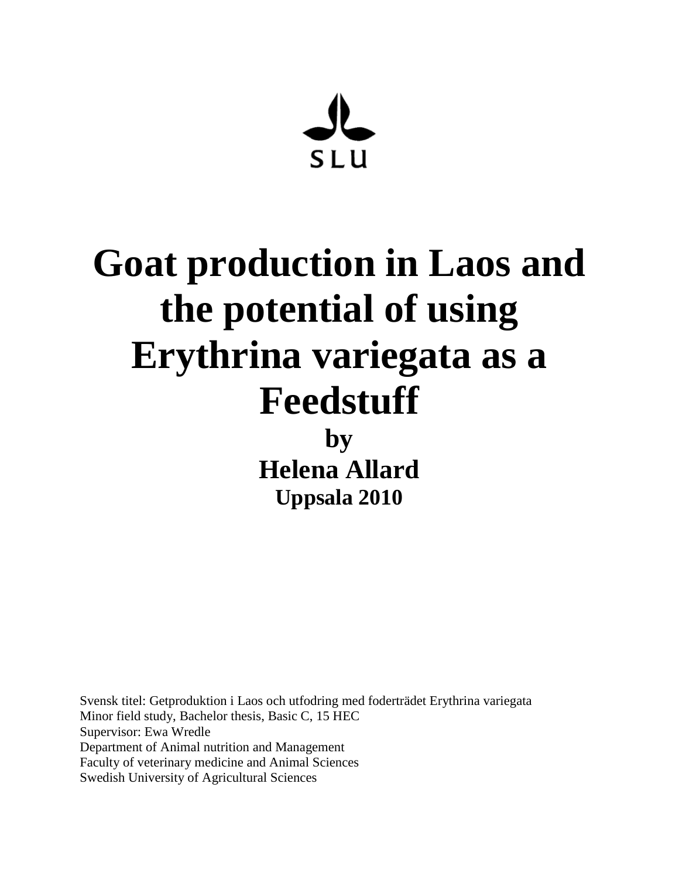SLU

# Goat production in Laos and the potential of using Erythrina variegata as a Feedstuff

**by**

**Helena Allard**

**Uppsala 2010**

Svensk titel: Getproduktion i Laos och utfodring med foderträdet Erythrina variegata
Minor field study, Bachelor thesis, Basic C, 15 HEC
Supervisor: Ewa Wredle
Department of Animal nutrition and Management
Faculty of veterinary medicine and Animal Sciences
Swedish University of Agricultural Sciences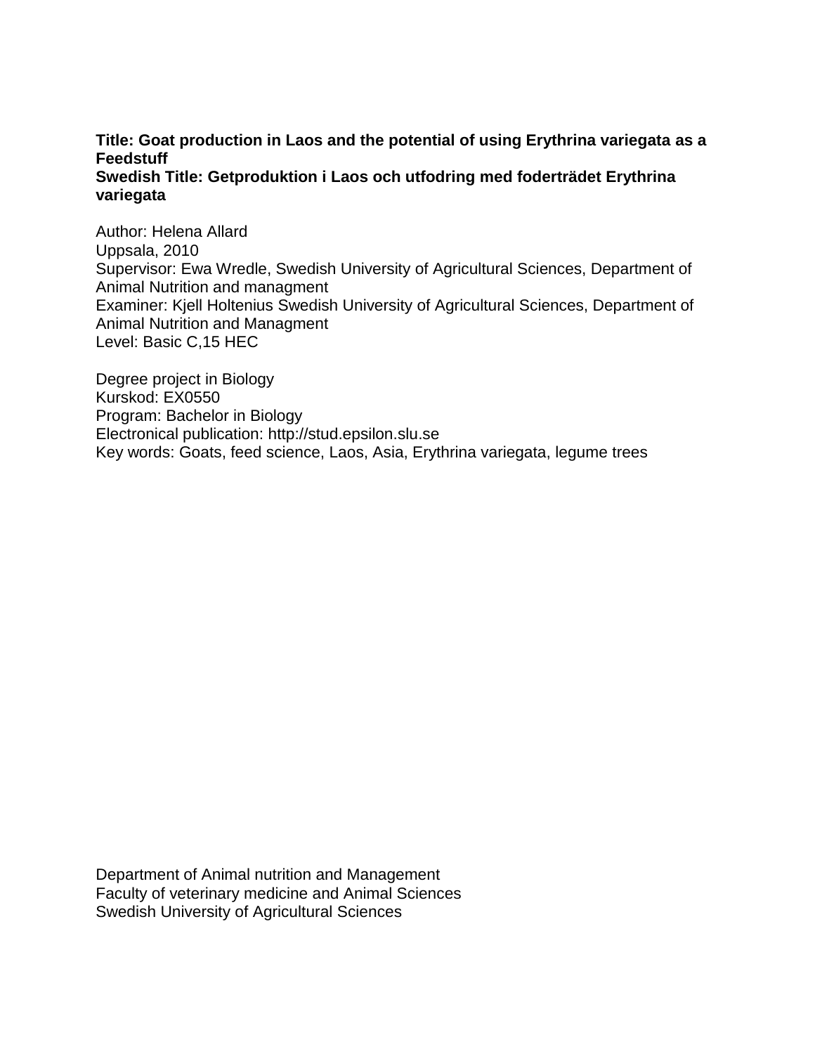**Title: Goat production in Laos and the potential of using Erythrina variegata as a Feedstuff**
**Swedish Title: Getproduktion i Laos och utfodring med foderträdet Erythrina variegata**

Author: Helena Allard
Uppsala, 2010
Supervisor: Ewa Wredle, Swedish University of Agricultural Sciences, Department of Animal Nutrition and managment
Examiner: Kjell Holtenius Swedish University of Agricultural Sciences, Department of Animal Nutrition and Managment
Level: Basic C,15 HEC

Degree project in Biology
Kurskod: EX0550
Program: Bachelor in Biology
Electronical publication: http://stud.epsilon.slu.se
Key words: Goats, feed science, Laos, Asia, Erythrina variegata, legume trees

Department of Animal nutrition and Management
Faculty of veterinary medicine and Animal Sciences
Swedish University of Agricultural Sciences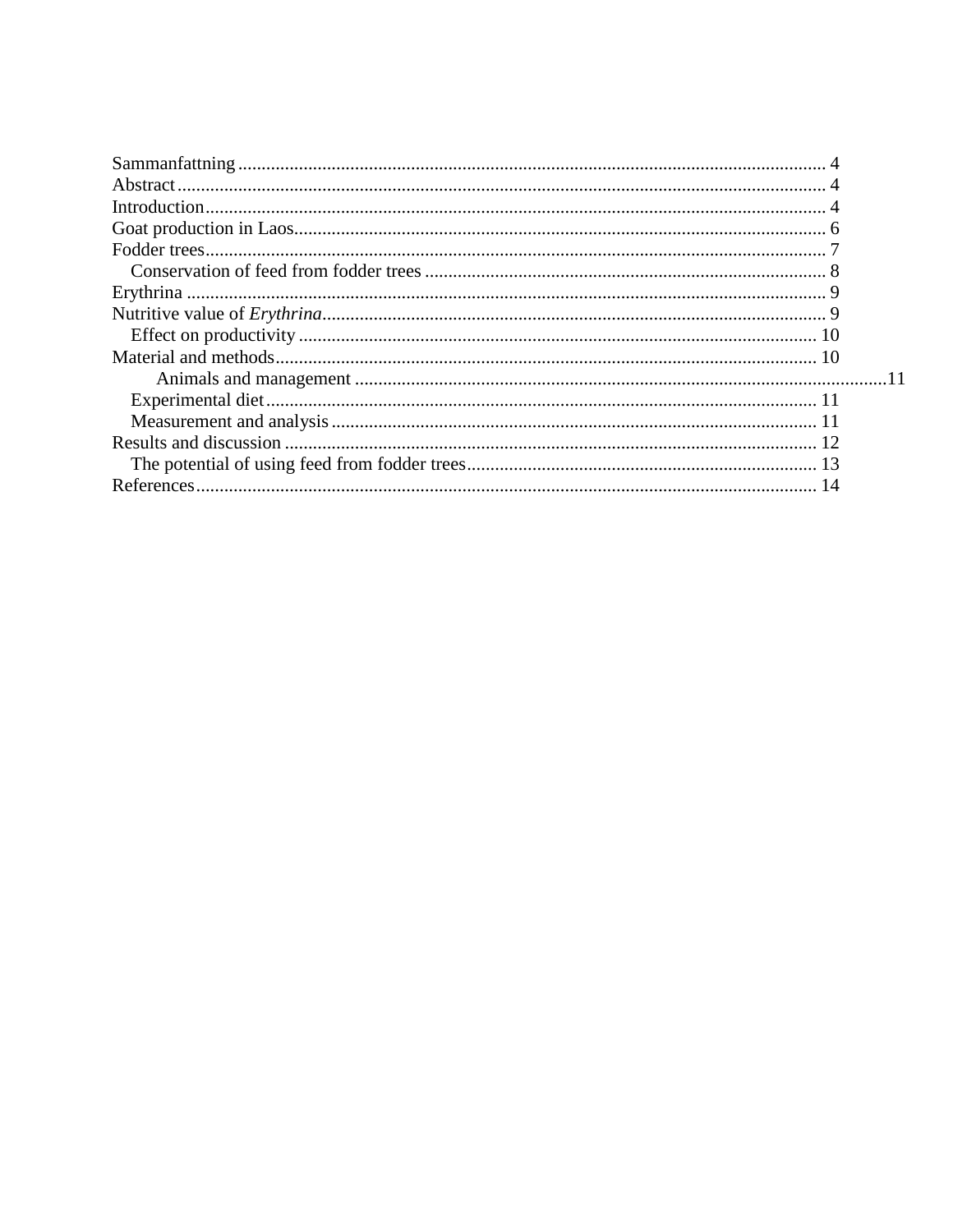Sammanfattning ..... 4
Abstract ..... 4
Introduction ..... 4
Goat production in Laos ..... 6
Fodder trees ..... 7
  Conservation of feed from fodder trees ..... 8
Erythrina ..... 9
Nutritive value of *Erythrina* ..... 9
  Effect on productivity ..... 10
Material and methods ..... 10
    Animals and management ..... 11
  Experimental diet ..... 11
  Measurement and analysis ..... 11
Results and discussion ..... 12
  The potential of using feed from fodder trees ..... 13
References ..... 14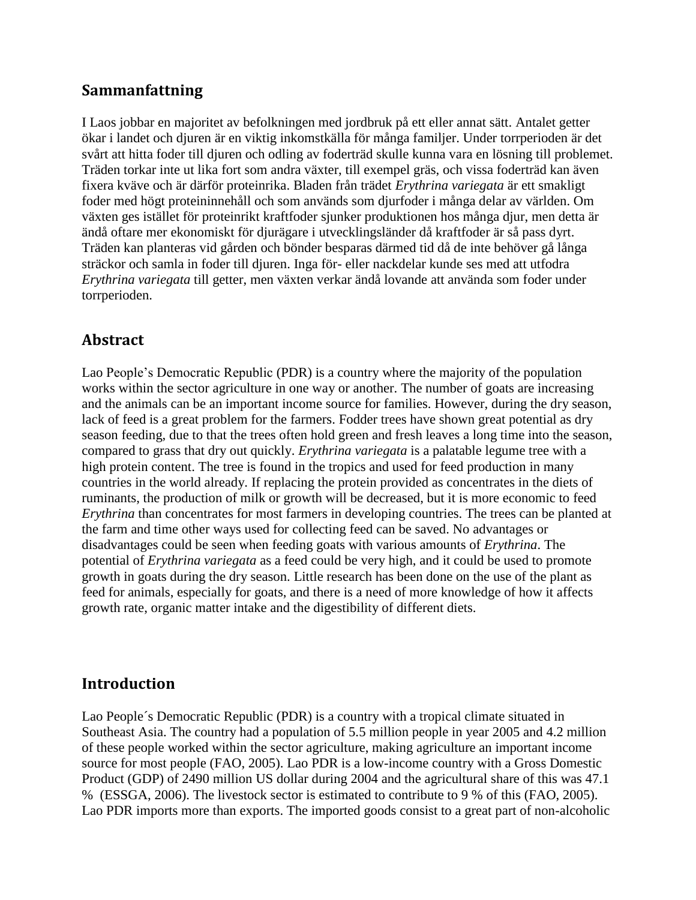## Sammanfattning

I Laos jobbar en majoritet av befolkningen med jordbruk på ett eller annat sätt. Antalet getter ökar i landet och djuren är en viktig inkomstkälla för många familjer. Under torrperioden är det svårt att hitta foder till djuren och odling av foderträd skulle kunna vara en lösning till problemet. Träden torkar inte ut lika fort som andra växter, till exempel gräs, och vissa foderträd kan även fixera kväve och är därför proteinrika. Bladen från trädet *Erythrina variegata* är ett smakligt foder med högt proteininnehåll och som används som djurfoder i många delar av världen. Om växten ges istället för proteinrikt kraftfoder sjunker produktionen hos många djur, men detta är ändå oftare mer ekonomiskt för djurägare i utvecklingsländer då kraftfoder är så pass dyrt. Träden kan planteras vid gården och bönder besparas därmed tid då de inte behöver gå långa sträckor och samla in foder till djuren. Inga för- eller nackdelar kunde ses med att utfodra *Erythrina variegata* till getter, men växten verkar ändå lovande att använda som foder under torrperioden.

## Abstract

Lao People's Democratic Republic (PDR) is a country where the majority of the population works within the sector agriculture in one way or another. The number of goats are increasing and the animals can be an important income source for families. However, during the dry season, lack of feed is a great problem for the farmers. Fodder trees have shown great potential as dry season feeding, due to that the trees often hold green and fresh leaves a long time into the season, compared to grass that dry out quickly. *Erythrina variegata* is a palatable legume tree with a high protein content. The tree is found in the tropics and used for feed production in many countries in the world already. If replacing the protein provided as concentrates in the diets of ruminants, the production of milk or growth will be decreased, but it is more economic to feed *Erythrina* than concentrates for most farmers in developing countries. The trees can be planted at the farm and time other ways used for collecting feed can be saved. No advantages or disadvantages could be seen when feeding goats with various amounts of *Erythrina*. The potential of *Erythrina variegata* as a feed could be very high, and it could be used to promote growth in goats during the dry season. Little research has been done on the use of the plant as feed for animals, especially for goats, and there is a need of more knowledge of how it affects growth rate, organic matter intake and the digestibility of different diets.

## Introduction

Lao People´s Democratic Republic (PDR) is a country with a tropical climate situated in Southeast Asia. The country had a population of 5.5 million people in year 2005 and 4.2 million of these people worked within the sector agriculture, making agriculture an important income source for most people (FAO, 2005). Lao PDR is a low-income country with a Gross Domestic Product (GDP) of 2490 million US dollar during 2004 and the agricultural share of this was 47.1 % (ESSGA, 2006). The livestock sector is estimated to contribute to 9 % of this (FAO, 2005). Lao PDR imports more than exports. The imported goods consist to a great part of non-alcoholic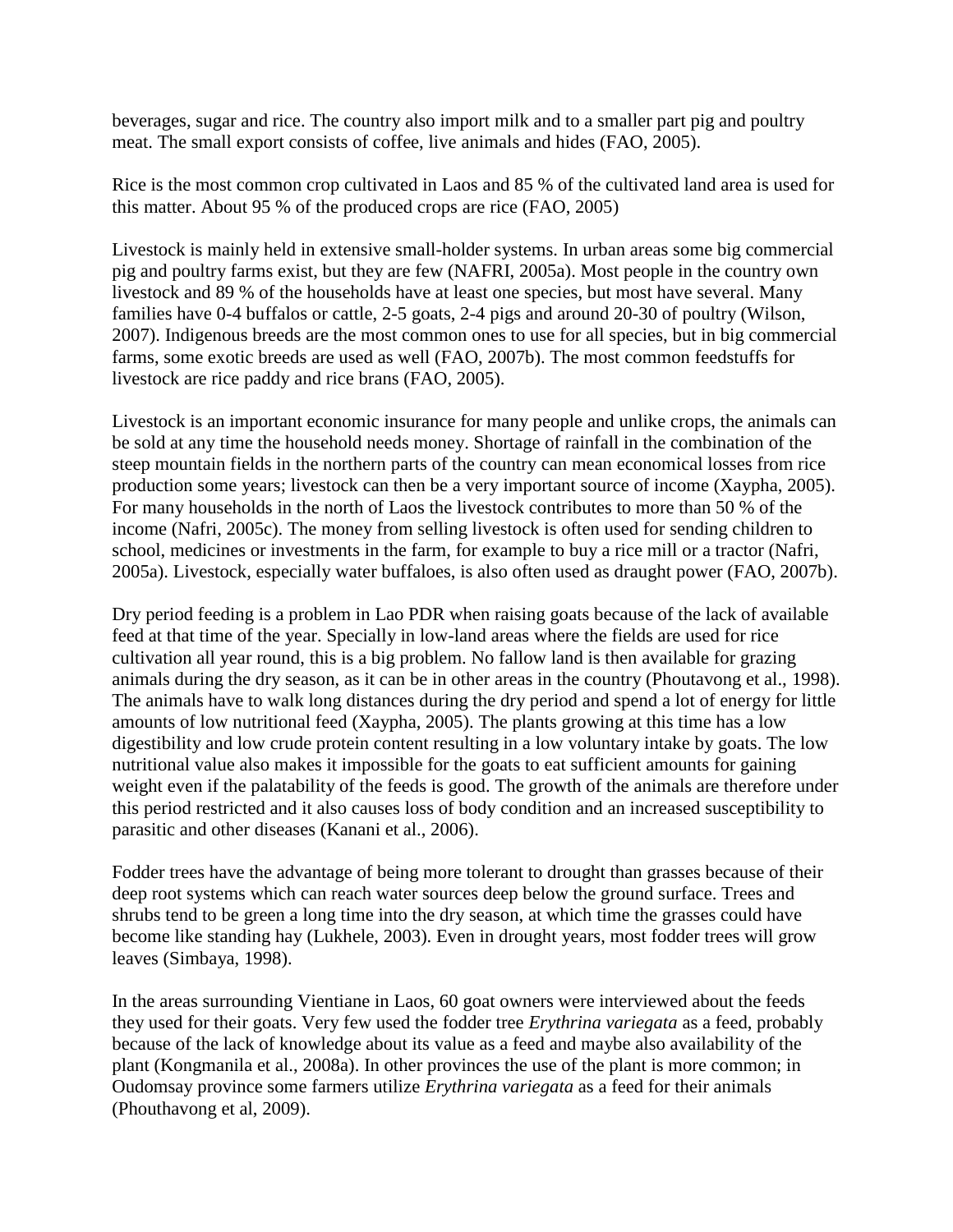beverages, sugar and rice. The country also import milk and to a smaller part pig and poultry meat. The small export consists of coffee, live animals and hides (FAO, 2005).

Rice is the most common crop cultivated in Laos and 85 % of the cultivated land area is used for this matter. About 95 % of the produced crops are rice (FAO, 2005)

Livestock is mainly held in extensive small-holder systems. In urban areas some big commercial pig and poultry farms exist, but they are few (NAFRI, 2005a). Most people in the country own livestock and 89 % of the households have at least one species, but most have several. Many families have 0-4 buffalos or cattle, 2-5 goats, 2-4 pigs and around 20-30 of poultry (Wilson, 2007). Indigenous breeds are the most common ones to use for all species, but in big commercial farms, some exotic breeds are used as well (FAO, 2007b). The most common feedstuffs for livestock are rice paddy and rice brans (FAO, 2005).

Livestock is an important economic insurance for many people and unlike crops, the animals can be sold at any time the household needs money. Shortage of rainfall in the combination of the steep mountain fields in the northern parts of the country can mean economical losses from rice production some years; livestock can then be a very important source of income (Xaypha, 2005). For many households in the north of Laos the livestock contributes to more than 50 % of the income (Nafri, 2005c). The money from selling livestock is often used for sending children to school, medicines or investments in the farm, for example to buy a rice mill or a tractor (Nafri, 2005a). Livestock, especially water buffaloes, is also often used as draught power (FAO, 2007b).

Dry period feeding is a problem in Lao PDR when raising goats because of the lack of available feed at that time of the year. Specially in low-land areas where the fields are used for rice cultivation all year round, this is a big problem. No fallow land is then available for grazing animals during the dry season, as it can be in other areas in the country (Phoutavong et al., 1998). The animals have to walk long distances during the dry period and spend a lot of energy for little amounts of low nutritional feed (Xaypha, 2005). The plants growing at this time has a low digestibility and low crude protein content resulting in a low voluntary intake by goats. The low nutritional value also makes it impossible for the goats to eat sufficient amounts for gaining weight even if the palatability of the feeds is good. The growth of the animals are therefore under this period restricted and it also causes loss of body condition and an increased susceptibility to parasitic and other diseases (Kanani et al., 2006).

Fodder trees have the advantage of being more tolerant to drought than grasses because of their deep root systems which can reach water sources deep below the ground surface. Trees and shrubs tend to be green a long time into the dry season, at which time the grasses could have become like standing hay (Lukhele, 2003). Even in drought years, most fodder trees will grow leaves (Simbaya, 1998).

In the areas surrounding Vientiane in Laos, 60 goat owners were interviewed about the feeds they used for their goats. Very few used the fodder tree *Erythrina variegata* as a feed, probably because of the lack of knowledge about its value as a feed and maybe also availability of the plant (Kongmanila et al., 2008a). In other provinces the use of the plant is more common; in Oudomsay province some farmers utilize *Erythrina variegata* as a feed for their animals (Phouthavong et al, 2009).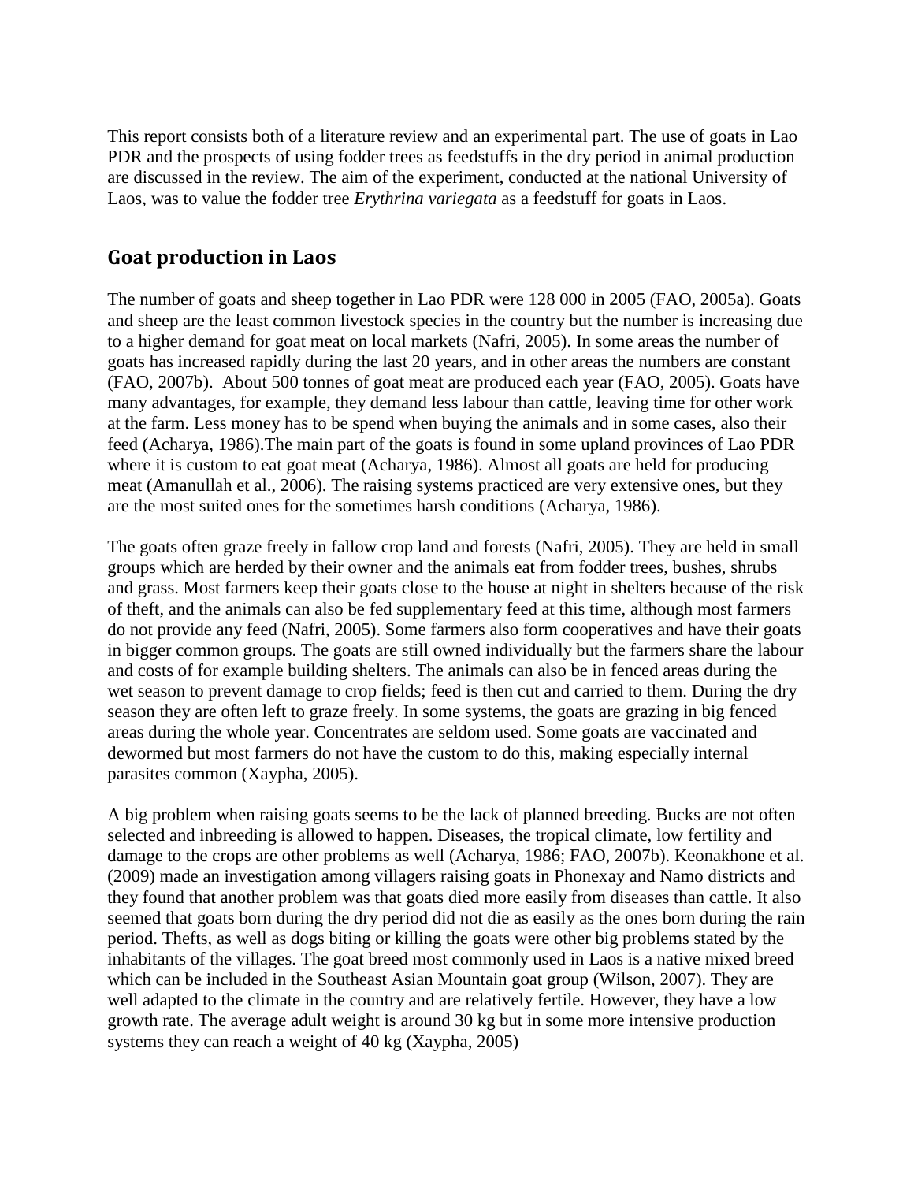This report consists both of a literature review and an experimental part. The use of goats in Lao PDR and the prospects of using fodder trees as feedstuffs in the dry period in animal production are discussed in the review. The aim of the experiment, conducted at the national University of Laos, was to value the fodder tree *Erythrina variegata* as a feedstuff for goats in Laos.

## Goat production in Laos

The number of goats and sheep together in Lao PDR were 128 000 in 2005 (FAO, 2005a). Goats and sheep are the least common livestock species in the country but the number is increasing due to a higher demand for goat meat on local markets (Nafri, 2005). In some areas the number of goats has increased rapidly during the last 20 years, and in other areas the numbers are constant (FAO, 2007b). About 500 tonnes of goat meat are produced each year (FAO, 2005). Goats have many advantages, for example, they demand less labour than cattle, leaving time for other work at the farm. Less money has to be spend when buying the animals and in some cases, also their feed (Acharya, 1986).The main part of the goats is found in some upland provinces of Lao PDR where it is custom to eat goat meat (Acharya, 1986). Almost all goats are held for producing meat (Amanullah et al., 2006). The raising systems practiced are very extensive ones, but they are the most suited ones for the sometimes harsh conditions (Acharya, 1986).

The goats often graze freely in fallow crop land and forests (Nafri, 2005). They are held in small groups which are herded by their owner and the animals eat from fodder trees, bushes, shrubs and grass. Most farmers keep their goats close to the house at night in shelters because of the risk of theft, and the animals can also be fed supplementary feed at this time, although most farmers do not provide any feed (Nafri, 2005). Some farmers also form cooperatives and have their goats in bigger common groups. The goats are still owned individually but the farmers share the labour and costs of for example building shelters. The animals can also be in fenced areas during the wet season to prevent damage to crop fields; feed is then cut and carried to them. During the dry season they are often left to graze freely. In some systems, the goats are grazing in big fenced areas during the whole year. Concentrates are seldom used. Some goats are vaccinated and dewormed but most farmers do not have the custom to do this, making especially internal parasites common (Xaypha, 2005).

A big problem when raising goats seems to be the lack of planned breeding. Bucks are not often selected and inbreeding is allowed to happen. Diseases, the tropical climate, low fertility and damage to the crops are other problems as well (Acharya, 1986; FAO, 2007b). Keonakhone et al. (2009) made an investigation among villagers raising goats in Phonexay and Namo districts and they found that another problem was that goats died more easily from diseases than cattle. It also seemed that goats born during the dry period did not die as easily as the ones born during the rain period. Thefts, as well as dogs biting or killing the goats were other big problems stated by the inhabitants of the villages. The goat breed most commonly used in Laos is a native mixed breed which can be included in the Southeast Asian Mountain goat group (Wilson, 2007). They are well adapted to the climate in the country and are relatively fertile. However, they have a low growth rate. The average adult weight is around 30 kg but in some more intensive production systems they can reach a weight of 40 kg (Xaypha, 2005)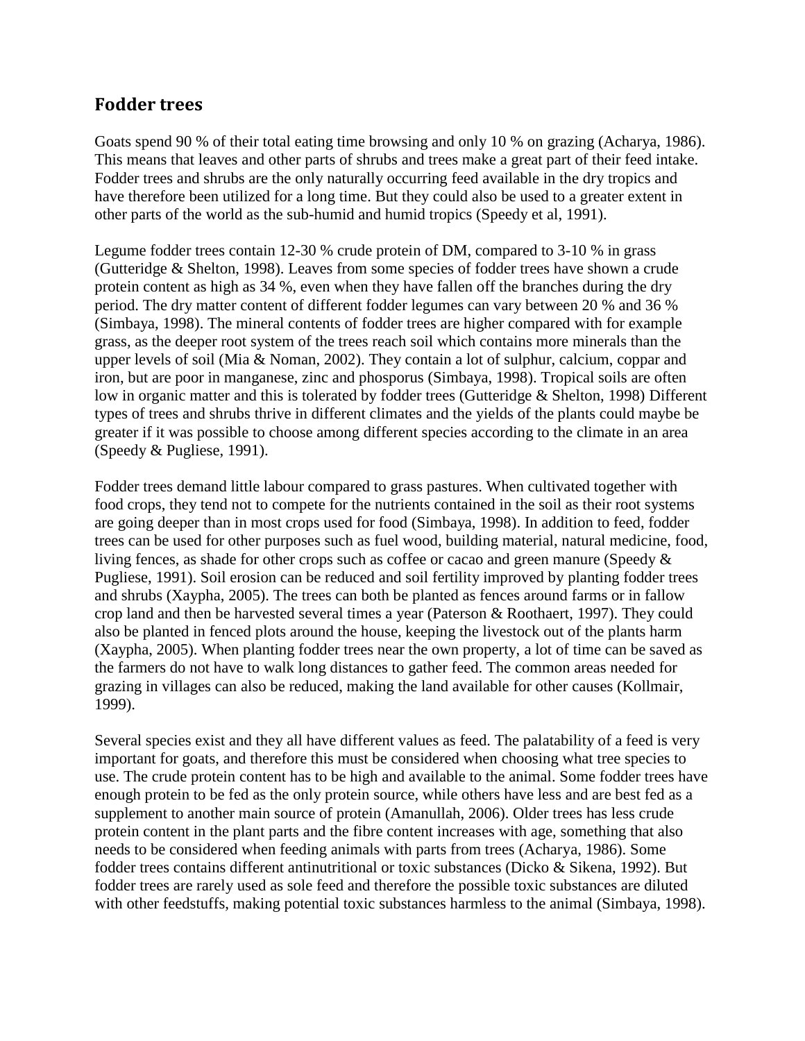## Fodder trees

Goats spend 90 % of their total eating time browsing and only 10 % on grazing (Acharya, 1986). This means that leaves and other parts of shrubs and trees make a great part of their feed intake. Fodder trees and shrubs are the only naturally occurring feed available in the dry tropics and have therefore been utilized for a long time. But they could also be used to a greater extent in other parts of the world as the sub-humid and humid tropics (Speedy et al, 1991).

Legume fodder trees contain 12-30 % crude protein of DM, compared to 3-10 % in grass (Gutteridge & Shelton, 1998). Leaves from some species of fodder trees have shown a crude protein content as high as 34 %, even when they have fallen off the branches during the dry period. The dry matter content of different fodder legumes can vary between 20 % and 36 % (Simbaya, 1998). The mineral contents of fodder trees are higher compared with for example grass, as the deeper root system of the trees reach soil which contains more minerals than the upper levels of soil (Mia & Noman, 2002). They contain a lot of sulphur, calcium, coppar and iron, but are poor in manganese, zinc and phosporus (Simbaya, 1998). Tropical soils are often low in organic matter and this is tolerated by fodder trees (Gutteridge & Shelton, 1998) Different types of trees and shrubs thrive in different climates and the yields of the plants could maybe be greater if it was possible to choose among different species according to the climate in an area (Speedy & Pugliese, 1991).

Fodder trees demand little labour compared to grass pastures. When cultivated together with food crops, they tend not to compete for the nutrients contained in the soil as their root systems are going deeper than in most crops used for food (Simbaya, 1998). In addition to feed, fodder trees can be used for other purposes such as fuel wood, building material, natural medicine, food, living fences, as shade for other crops such as coffee or cacao and green manure (Speedy & Pugliese, 1991). Soil erosion can be reduced and soil fertility improved by planting fodder trees and shrubs (Xaypha, 2005). The trees can both be planted as fences around farms or in fallow crop land and then be harvested several times a year (Paterson & Roothaert, 1997). They could also be planted in fenced plots around the house, keeping the livestock out of the plants harm (Xaypha, 2005). When planting fodder trees near the own property, a lot of time can be saved as the farmers do not have to walk long distances to gather feed. The common areas needed for grazing in villages can also be reduced, making the land available for other causes (Kollmair, 1999).

Several species exist and they all have different values as feed. The palatability of a feed is very important for goats, and therefore this must be considered when choosing what tree species to use. The crude protein content has to be high and available to the animal. Some fodder trees have enough protein to be fed as the only protein source, while others have less and are best fed as a supplement to another main source of protein (Amanullah, 2006). Older trees has less crude protein content in the plant parts and the fibre content increases with age, something that also needs to be considered when feeding animals with parts from trees (Acharya, 1986). Some fodder trees contains different antinutritional or toxic substances (Dicko & Sikena, 1992). But fodder trees are rarely used as sole feed and therefore the possible toxic substances are diluted with other feedstuffs, making potential toxic substances harmless to the animal (Simbaya, 1998).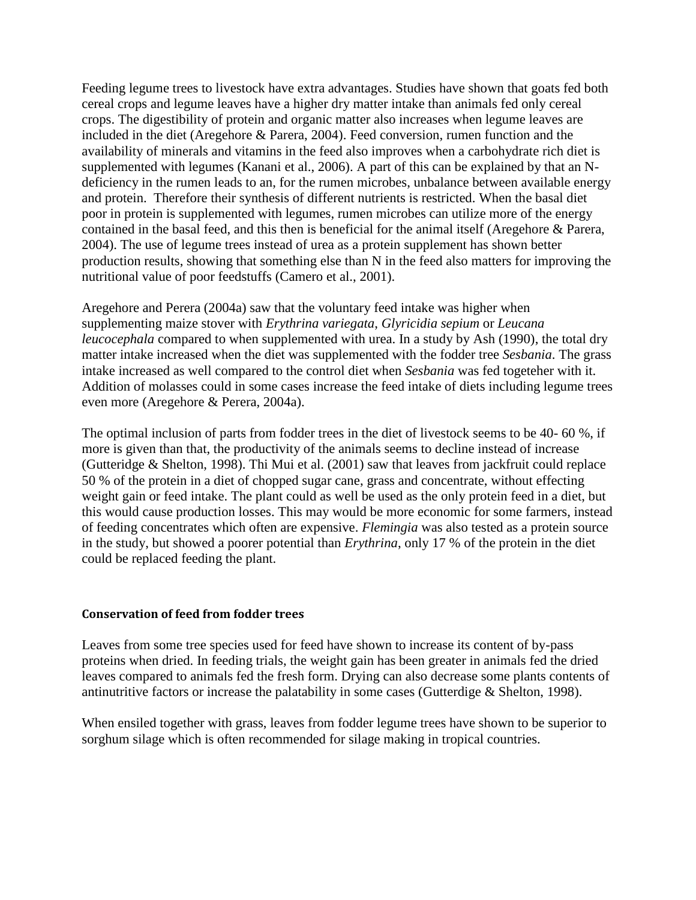Feeding legume trees to livestock have extra advantages. Studies have shown that goats fed both cereal crops and legume leaves have a higher dry matter intake than animals fed only cereal crops. The digestibility of protein and organic matter also increases when legume leaves are included in the diet (Aregehore & Parera, 2004). Feed conversion, rumen function and the availability of minerals and vitamins in the feed also improves when a carbohydrate rich diet is supplemented with legumes (Kanani et al., 2006). A part of this can be explained by that an N-deficiency in the rumen leads to an, for the rumen microbes, unbalance between available energy and protein. Therefore their synthesis of different nutrients is restricted. When the basal diet poor in protein is supplemented with legumes, rumen microbes can utilize more of the energy contained in the basal feed, and this then is beneficial for the animal itself (Aregehore & Parera, 2004). The use of legume trees instead of urea as a protein supplement has shown better production results, showing that something else than N in the feed also matters for improving the nutritional value of poor feedstuffs (Camero et al., 2001).

Aregehore and Perera (2004a) saw that the voluntary feed intake was higher when supplementing maize stover with *Erythrina variegata*, *Glyricidia sepium* or *Leucana leucocephala* compared to when supplemented with urea. In a study by Ash (1990), the total dry matter intake increased when the diet was supplemented with the fodder tree *Sesbania*. The grass intake increased as well compared to the control diet when *Sesbania* was fed togeteher with it. Addition of molasses could in some cases increase the feed intake of diets including legume trees even more (Aregehore & Perera, 2004a).

The optimal inclusion of parts from fodder trees in the diet of livestock seems to be 40- 60 %, if more is given than that, the productivity of the animals seems to decline instead of increase (Gutteridge & Shelton, 1998). Thi Mui et al. (2001) saw that leaves from jackfruit could replace 50 % of the protein in a diet of chopped sugar cane, grass and concentrate, without effecting weight gain or feed intake. The plant could as well be used as the only protein feed in a diet, but this would cause production losses. This may would be more economic for some farmers, instead of feeding concentrates which often are expensive. *Flemingia* was also tested as a protein source in the study, but showed a poorer potential than *Erythrina*, only 17 % of the protein in the diet could be replaced feeding the plant.

### Conservation of feed from fodder trees

Leaves from some tree species used for feed have shown to increase its content of by-pass proteins when dried. In feeding trials, the weight gain has been greater in animals fed the dried leaves compared to animals fed the fresh form. Drying can also decrease some plants contents of antinutritive factors or increase the palatability in some cases (Gutterdige & Shelton, 1998).

When ensiled together with grass, leaves from fodder legume trees have shown to be superior to sorghum silage which is often recommended for silage making in tropical countries.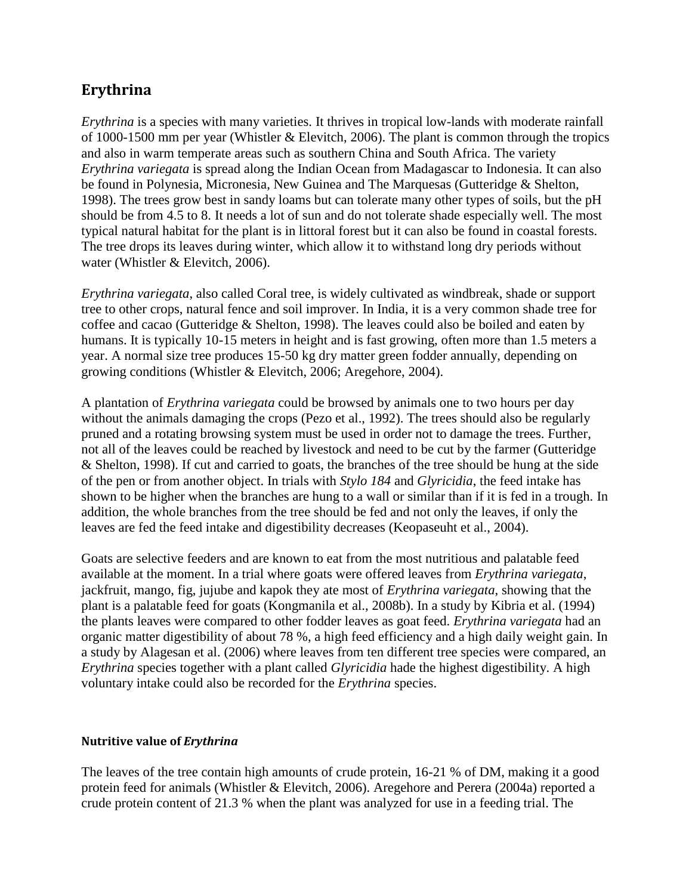## Erythrina

*Erythrina* is a species with many varieties. It thrives in tropical low-lands with moderate rainfall of 1000-1500 mm per year (Whistler & Elevitch, 2006). The plant is common through the tropics and also in warm temperate areas such as southern China and South Africa. The variety *Erythrina variegata* is spread along the Indian Ocean from Madagascar to Indonesia. It can also be found in Polynesia, Micronesia, New Guinea and The Marquesas (Gutteridge & Shelton, 1998). The trees grow best in sandy loams but can tolerate many other types of soils, but the pH should be from 4.5 to 8. It needs a lot of sun and do not tolerate shade especially well. The most typical natural habitat for the plant is in littoral forest but it can also be found in coastal forests. The tree drops its leaves during winter, which allow it to withstand long dry periods without water (Whistler & Elevitch, 2006).

*Erythrina variegata*, also called Coral tree, is widely cultivated as windbreak, shade or support tree to other crops, natural fence and soil improver. In India, it is a very common shade tree for coffee and cacao (Gutteridge & Shelton, 1998). The leaves could also be boiled and eaten by humans. It is typically 10-15 meters in height and is fast growing, often more than 1.5 meters a year. A normal size tree produces 15-50 kg dry matter green fodder annually, depending on growing conditions (Whistler & Elevitch, 2006; Aregehore, 2004).

A plantation of *Erythrina variegata* could be browsed by animals one to two hours per day without the animals damaging the crops (Pezo et al., 1992). The trees should also be regularly pruned and a rotating browsing system must be used in order not to damage the trees. Further, not all of the leaves could be reached by livestock and need to be cut by the farmer (Gutteridge & Shelton, 1998). If cut and carried to goats, the branches of the tree should be hung at the side of the pen or from another object. In trials with *Stylo 184* and *Glyricidia*, the feed intake has shown to be higher when the branches are hung to a wall or similar than if it is fed in a trough. In addition, the whole branches from the tree should be fed and not only the leaves, if only the leaves are fed the feed intake and digestibility decreases (Keopaseuht et al., 2004).

Goats are selective feeders and are known to eat from the most nutritious and palatable feed available at the moment. In a trial where goats were offered leaves from *Erythrina variegata*, jackfruit, mango, fig, jujube and kapok they ate most of *Erythrina variegata*, showing that the plant is a palatable feed for goats (Kongmanila et al., 2008b). In a study by Kibria et al. (1994) the plants leaves were compared to other fodder leaves as goat feed. *Erythrina variegata* had an organic matter digestibility of about 78 %, a high feed efficiency and a high daily weight gain. In a study by Alagesan et al. (2006) where leaves from ten different tree species were compared, an *Erythrina* species together with a plant called *Glyricidia* hade the highest digestibility. A high voluntary intake could also be recorded for the *Erythrina* species.

### Nutritive value of *Erythrina*

The leaves of the tree contain high amounts of crude protein, 16-21 % of DM, making it a good protein feed for animals (Whistler & Elevitch, 2006). Aregehore and Perera (2004a) reported a crude protein content of 21.3 % when the plant was analyzed for use in a feeding trial. The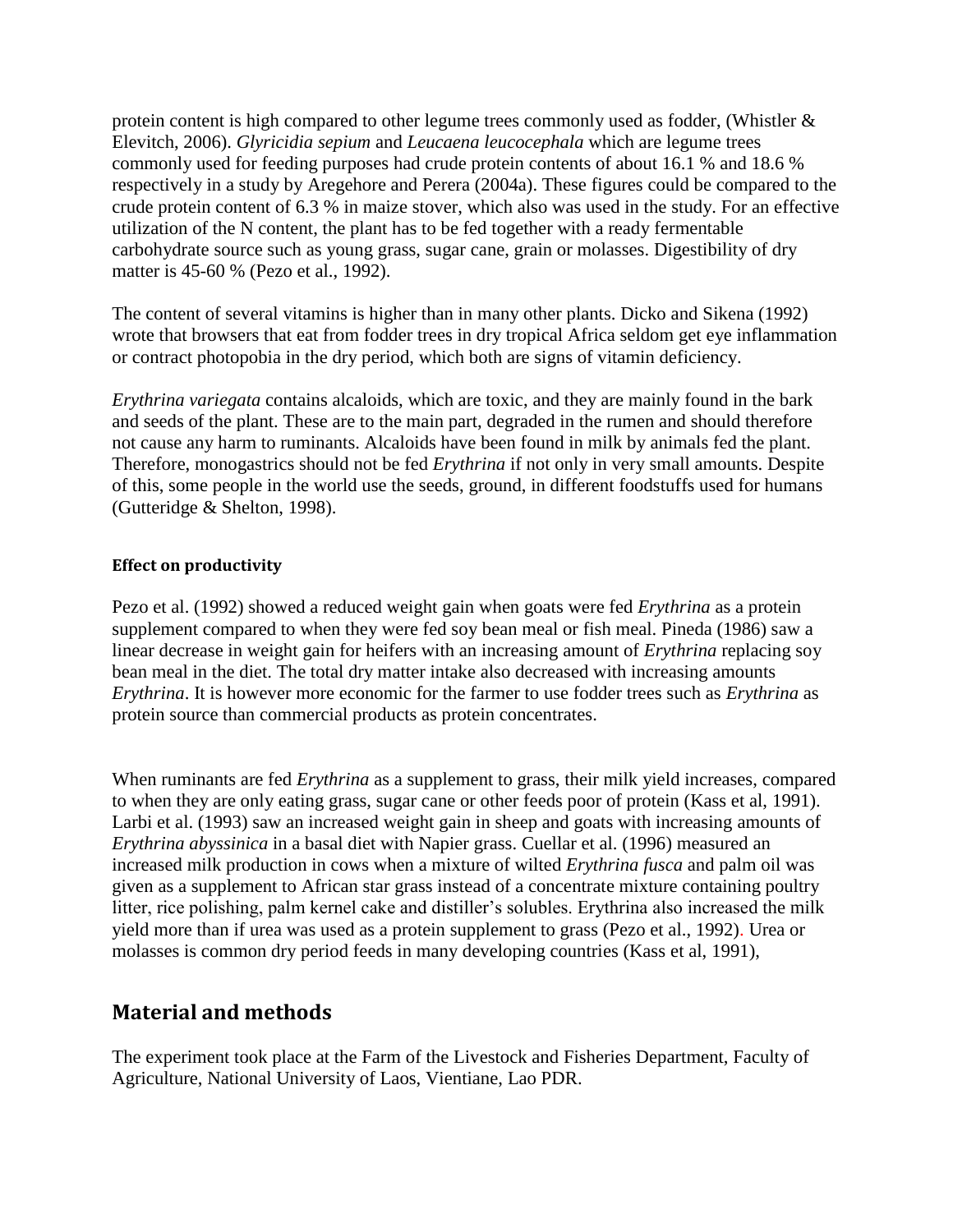protein content is high compared to other legume trees commonly used as fodder, (Whistler & Elevitch, 2006). *Glyricidia sepium* and *Leucaena leucocephala* which are legume trees commonly used for feeding purposes had crude protein contents of about 16.1 % and 18.6 % respectively in a study by Aregehore and Perera (2004a). These figures could be compared to the crude protein content of 6.3 % in maize stover, which also was used in the study. For an effective utilization of the N content, the plant has to be fed together with a ready fermentable carbohydrate source such as young grass, sugar cane, grain or molasses. Digestibility of dry matter is 45-60 % (Pezo et al., 1992).

The content of several vitamins is higher than in many other plants. Dicko and Sikena (1992) wrote that browsers that eat from fodder trees in dry tropical Africa seldom get eye inflammation or contract photopobia in the dry period, which both are signs of vitamin deficiency.

*Erythrina variegata* contains alcaloids, which are toxic, and they are mainly found in the bark and seeds of the plant. These are to the main part, degraded in the rumen and should therefore not cause any harm to ruminants. Alcaloids have been found in milk by animals fed the plant. Therefore, monogastrics should not be fed *Erythrina* if not only in very small amounts. Despite of this, some people in the world use the seeds, ground, in different foodstuffs used for humans (Gutteridge & Shelton, 1998).

#### Effect on productivity

Pezo et al. (1992) showed a reduced weight gain when goats were fed *Erythrina* as a protein supplement compared to when they were fed soy bean meal or fish meal. Pineda (1986) saw a linear decrease in weight gain for heifers with an increasing amount of *Erythrina* replacing soy bean meal in the diet. The total dry matter intake also decreased with increasing amounts *Erythrina*. It is however more economic for the farmer to use fodder trees such as *Erythrina* as protein source than commercial products as protein concentrates.

When ruminants are fed *Erythrina* as a supplement to grass, their milk yield increases, compared to when they are only eating grass, sugar cane or other feeds poor of protein (Kass et al, 1991). Larbi et al. (1993) saw an increased weight gain in sheep and goats with increasing amounts of *Erythrina abyssinica* in a basal diet with Napier grass. Cuellar et al. (1996) measured an increased milk production in cows when a mixture of wilted *Erythrina fusca* and palm oil was given as a supplement to African star grass instead of a concentrate mixture containing poultry litter, rice polishing, palm kernel cake and distiller's solubles. Erythrina also increased the milk yield more than if urea was used as a protein supplement to grass (Pezo et al., 1992). Urea or molasses is common dry period feeds in many developing countries (Kass et al, 1991),

## Material and methods

The experiment took place at the Farm of the Livestock and Fisheries Department, Faculty of Agriculture, National University of Laos, Vientiane, Lao PDR.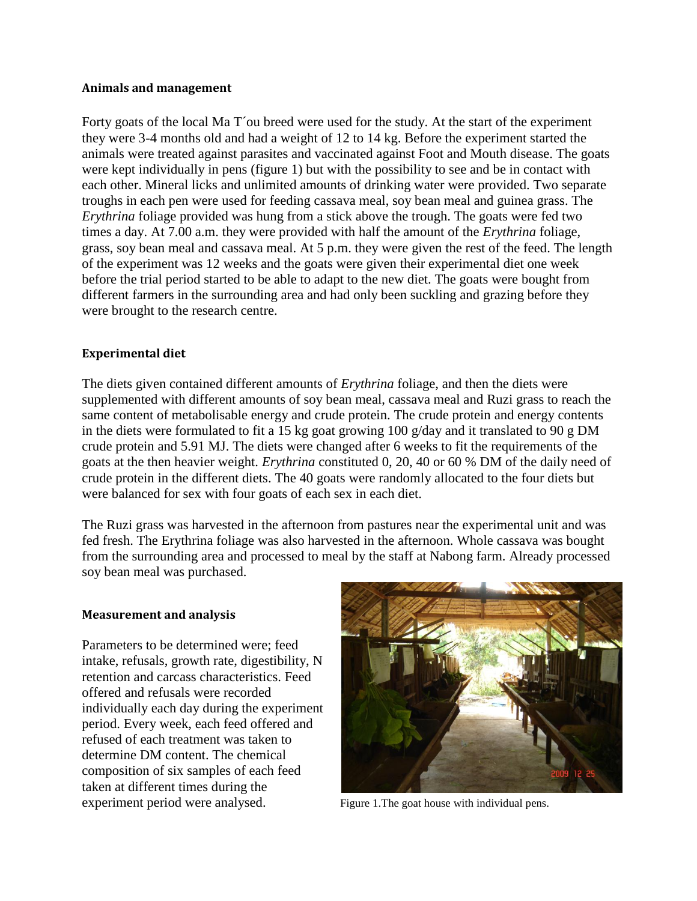#### Animals and management

Forty goats of the local Ma T´ou breed were used for the study. At the start of the experiment they were 3-4 months old and had a weight of 12 to 14 kg. Before the experiment started the animals were treated against parasites and vaccinated against Foot and Mouth disease. The goats were kept individually in pens (figure 1) but with the possibility to see and be in contact with each other. Mineral licks and unlimited amounts of drinking water were provided. Two separate troughs in each pen were used for feeding cassava meal, soy bean meal and guinea grass. The *Erythrina* foliage provided was hung from a stick above the trough. The goats were fed two times a day. At 7.00 a.m. they were provided with half the amount of the *Erythrina* foliage, grass, soy bean meal and cassava meal. At 5 p.m. they were given the rest of the feed. The length of the experiment was 12 weeks and the goats were given their experimental diet one week before the trial period started to be able to adapt to the new diet. The goats were bought from different farmers in the surrounding area and had only been suckling and grazing before they were brought to the research centre.

#### Experimental diet

The diets given contained different amounts of *Erythrina* foliage, and then the diets were supplemented with different amounts of soy bean meal, cassava meal and Ruzi grass to reach the same content of metabolisable energy and crude protein. The crude protein and energy contents in the diets were formulated to fit a 15 kg goat growing 100 g/day and it translated to 90 g DM crude protein and 5.91 MJ. The diets were changed after 6 weeks to fit the requirements of the goats at the then heavier weight. *Erythrina* constituted 0, 20, 40 or 60 % DM of the daily need of crude protein in the different diets. The 40 goats were randomly allocated to the four diets but were balanced for sex with four goats of each sex in each diet.

The Ruzi grass was harvested in the afternoon from pastures near the experimental unit and was fed fresh. The Erythrina foliage was also harvested in the afternoon. Whole cassava was bought from the surrounding area and processed to meal by the staff at Nabong farm. Already processed soy bean meal was purchased.

#### Measurement and analysis

Parameters to be determined were; feed intake, refusals, growth rate, digestibility, N retention and carcass characteristics. Feed offered and refusals were recorded individually each day during the experiment period. Every week, each feed offered and refused of each treatment was taken to determine DM content. The chemical composition of six samples of each feed taken at different times during the experiment period were analysed.

Figure 1.The goat house with individual pens.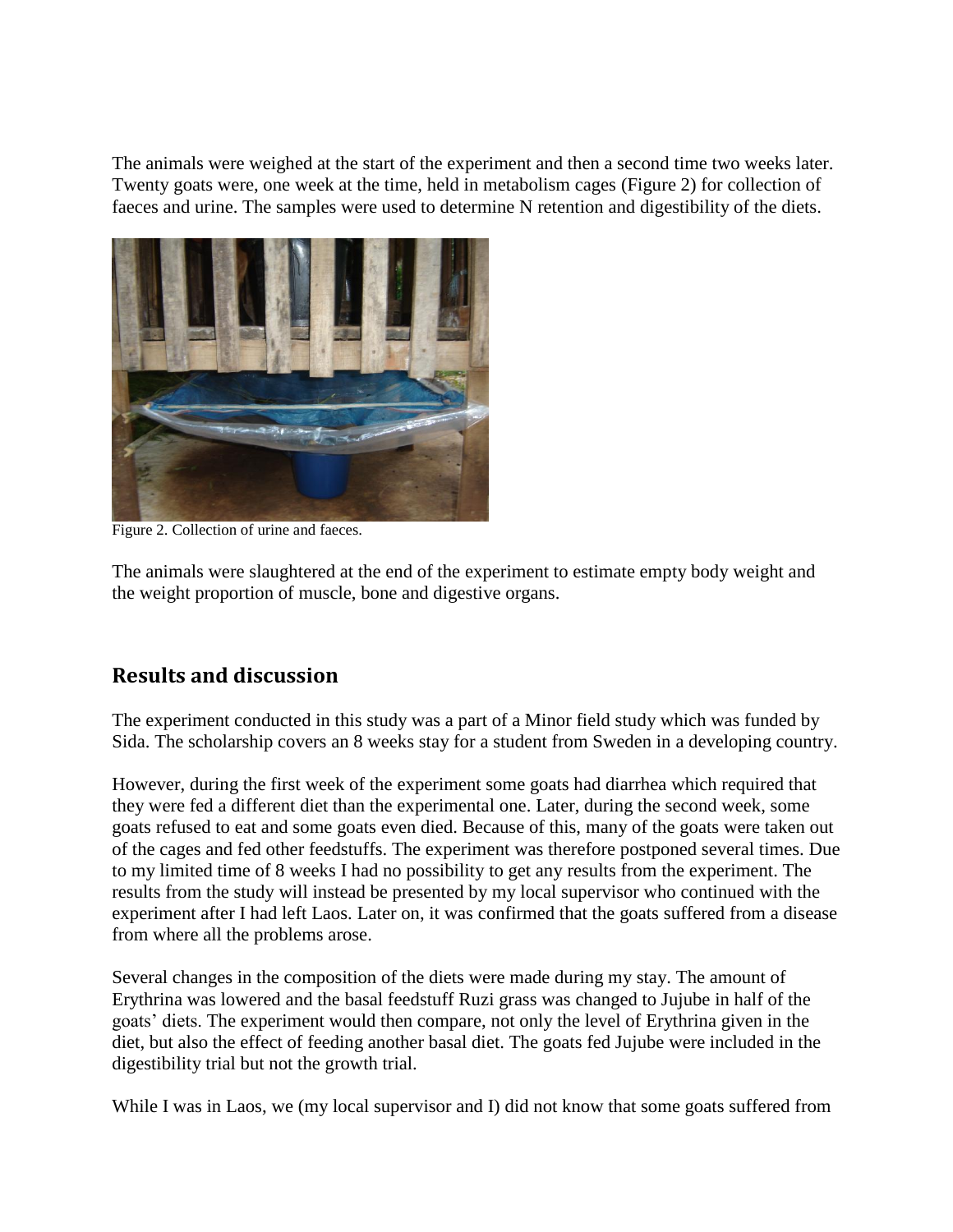The animals were weighed at the start of the experiment and then a second time two weeks later. Twenty goats were, one week at the time, held in metabolism cages (Figure 2) for collection of faeces and urine. The samples were used to determine N retention and digestibility of the diets.

Figure 2. Collection of urine and faeces.

The animals were slaughtered at the end of the experiment to estimate empty body weight and the weight proportion of muscle, bone and digestive organs.

## Results and discussion

The experiment conducted in this study was a part of a Minor field study which was funded by Sida. The scholarship covers an 8 weeks stay for a student from Sweden in a developing country.

However, during the first week of the experiment some goats had diarrhea which required that they were fed a different diet than the experimental one. Later, during the second week, some goats refused to eat and some goats even died. Because of this, many of the goats were taken out of the cages and fed other feedstuffs. The experiment was therefore postponed several times. Due to my limited time of 8 weeks I had no possibility to get any results from the experiment. The results from the study will instead be presented by my local supervisor who continued with the experiment after I had left Laos. Later on, it was confirmed that the goats suffered from a disease from where all the problems arose.

Several changes in the composition of the diets were made during my stay. The amount of Erythrina was lowered and the basal feedstuff Ruzi grass was changed to Jujube in half of the goats' diets. The experiment would then compare, not only the level of Erythrina given in the diet, but also the effect of feeding another basal diet. The goats fed Jujube were included in the digestibility trial but not the growth trial.

While I was in Laos, we (my local supervisor and I) did not know that some goats suffered from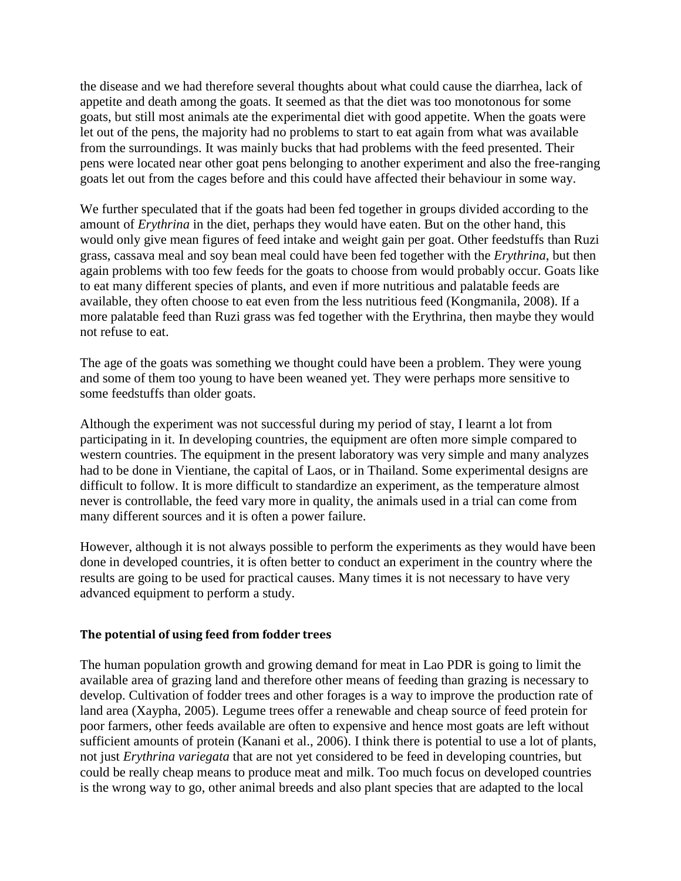the disease and we had therefore several thoughts about what could cause the diarrhea, lack of appetite and death among the goats. It seemed as that the diet was too monotonous for some goats, but still most animals ate the experimental diet with good appetite. When the goats were let out of the pens, the majority had no problems to start to eat again from what was available from the surroundings. It was mainly bucks that had problems with the feed presented. Their pens were located near other goat pens belonging to another experiment and also the free-ranging goats let out from the cages before and this could have affected their behaviour in some way.

We further speculated that if the goats had been fed together in groups divided according to the amount of *Erythrina* in the diet, perhaps they would have eaten. But on the other hand, this would only give mean figures of feed intake and weight gain per goat. Other feedstuffs than Ruzi grass, cassava meal and soy bean meal could have been fed together with the *Erythrina*, but then again problems with too few feeds for the goats to choose from would probably occur. Goats like to eat many different species of plants, and even if more nutritious and palatable feeds are available, they often choose to eat even from the less nutritious feed (Kongmanila, 2008). If a more palatable feed than Ruzi grass was fed together with the Erythrina, then maybe they would not refuse to eat.

The age of the goats was something we thought could have been a problem. They were young and some of them too young to have been weaned yet. They were perhaps more sensitive to some feedstuffs than older goats.

Although the experiment was not successful during my period of stay, I learnt a lot from participating in it. In developing countries, the equipment are often more simple compared to western countries. The equipment in the present laboratory was very simple and many analyzes had to be done in Vientiane, the capital of Laos, or in Thailand. Some experimental designs are difficult to follow. It is more difficult to standardize an experiment, as the temperature almost never is controllable, the feed vary more in quality, the animals used in a trial can come from many different sources and it is often a power failure.

However, although it is not always possible to perform the experiments as they would have been done in developed countries, it is often better to conduct an experiment in the country where the results are going to be used for practical causes. Many times it is not necessary to have very advanced equipment to perform a study.

### The potential of using feed from fodder trees

The human population growth and growing demand for meat in Lao PDR is going to limit the available area of grazing land and therefore other means of feeding than grazing is necessary to develop. Cultivation of fodder trees and other forages is a way to improve the production rate of land area (Xaypha, 2005). Legume trees offer a renewable and cheap source of feed protein for poor farmers, other feeds available are often to expensive and hence most goats are left without sufficient amounts of protein (Kanani et al., 2006). I think there is potential to use a lot of plants, not just *Erythrina variegata* that are not yet considered to be feed in developing countries, but could be really cheap means to produce meat and milk. Too much focus on developed countries is the wrong way to go, other animal breeds and also plant species that are adapted to the local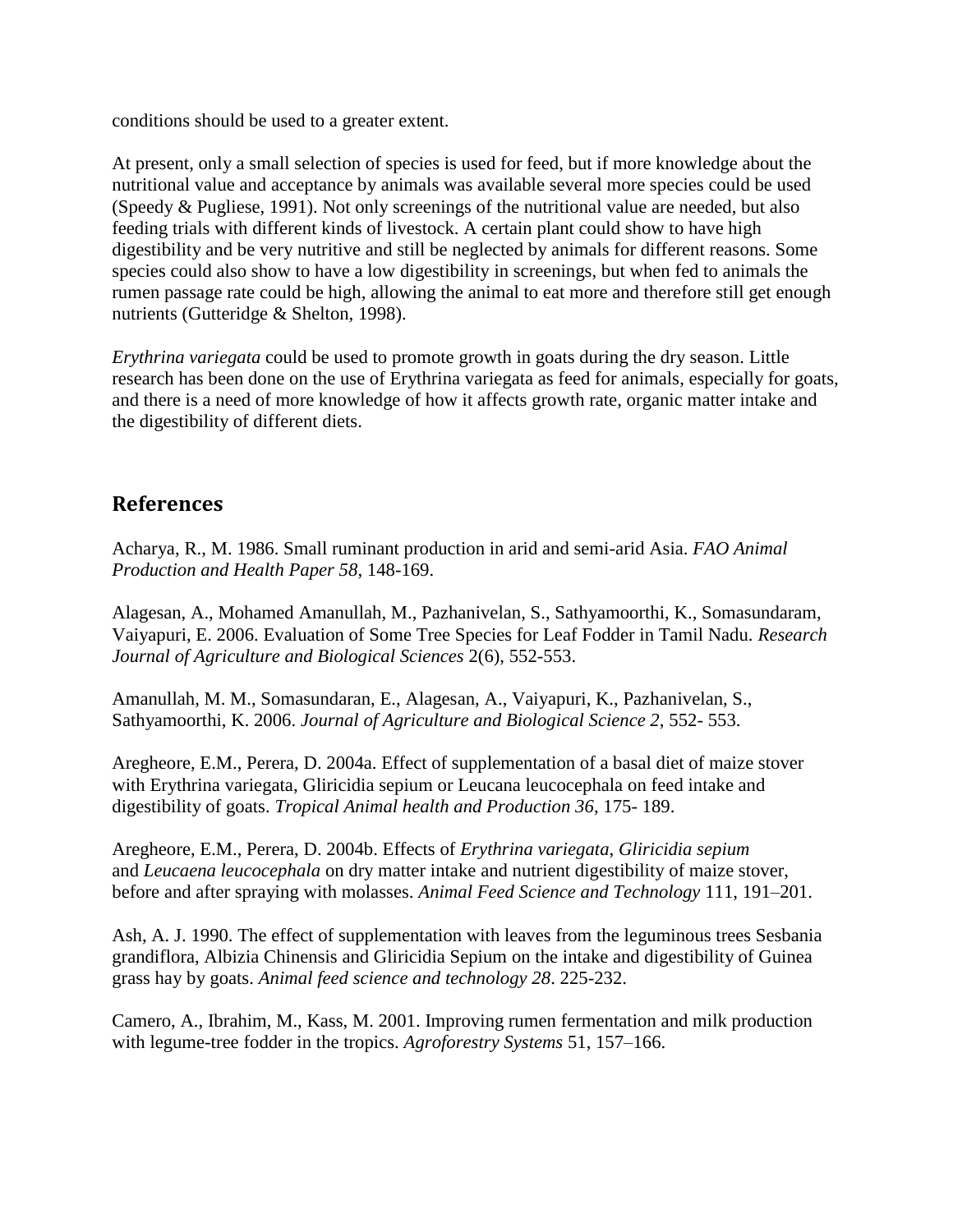conditions should be used to a greater extent.

At present, only a small selection of species is used for feed, but if more knowledge about the nutritional value and acceptance by animals was available several more species could be used (Speedy & Pugliese, 1991). Not only screenings of the nutritional value are needed, but also feeding trials with different kinds of livestock. A certain plant could show to have high digestibility and be very nutritive and still be neglected by animals for different reasons. Some species could also show to have a low digestibility in screenings, but when fed to animals the rumen passage rate could be high, allowing the animal to eat more and therefore still get enough nutrients (Gutteridge & Shelton, 1998).

*Erythrina variegata* could be used to promote growth in goats during the dry season. Little research has been done on the use of Erythrina variegata as feed for animals, especially for goats, and there is a need of more knowledge of how it affects growth rate, organic matter intake and the digestibility of different diets.

## References

Acharya, R., M. 1986. Small ruminant production in arid and semi-arid Asia. *FAO Animal Production and Health Paper 58*, 148-169.

Alagesan, A., Mohamed Amanullah, M., Pazhanivelan, S., Sathyamoorthi, K., Somasundaram, Vaiyapuri, E. 2006. Evaluation of Some Tree Species for Leaf Fodder in Tamil Nadu. *Research Journal of Agriculture and Biological Sciences* 2(6), 552-553.

Amanullah, M. M., Somasundaran, E., Alagesan, A., Vaiyapuri, K., Pazhanivelan, S., Sathyamoorthi, K. 2006. *Journal of Agriculture and Biological Science 2*, 552- 553.

Aregheore, E.M., Perera, D. 2004a. Effect of supplementation of a basal diet of maize stover with Erythrina variegata, Gliricidia sepium or Leucana leucocephala on feed intake and digestibility of goats. *Tropical Animal health and Production 36*, 175- 189.

Aregheore, E.M., Perera, D. 2004b. Effects of *Erythrina variegata*, *Gliricidia sepium* and *Leucaena leucocephala* on dry matter intake and nutrient digestibility of maize stover, before and after spraying with molasses. *Animal Feed Science and Technology* 111, 191–201.

Ash, A. J. 1990. The effect of supplementation with leaves from the leguminous trees Sesbania grandiflora, Albizia Chinensis and Gliricidia Sepium on the intake and digestibility of Guinea grass hay by goats. *Animal feed science and technology 28*. 225-232.

Camero, A., Ibrahim, M., Kass, M. 2001. Improving rumen fermentation and milk production with legume-tree fodder in the tropics. *Agroforestry Systems* 51, 157–166.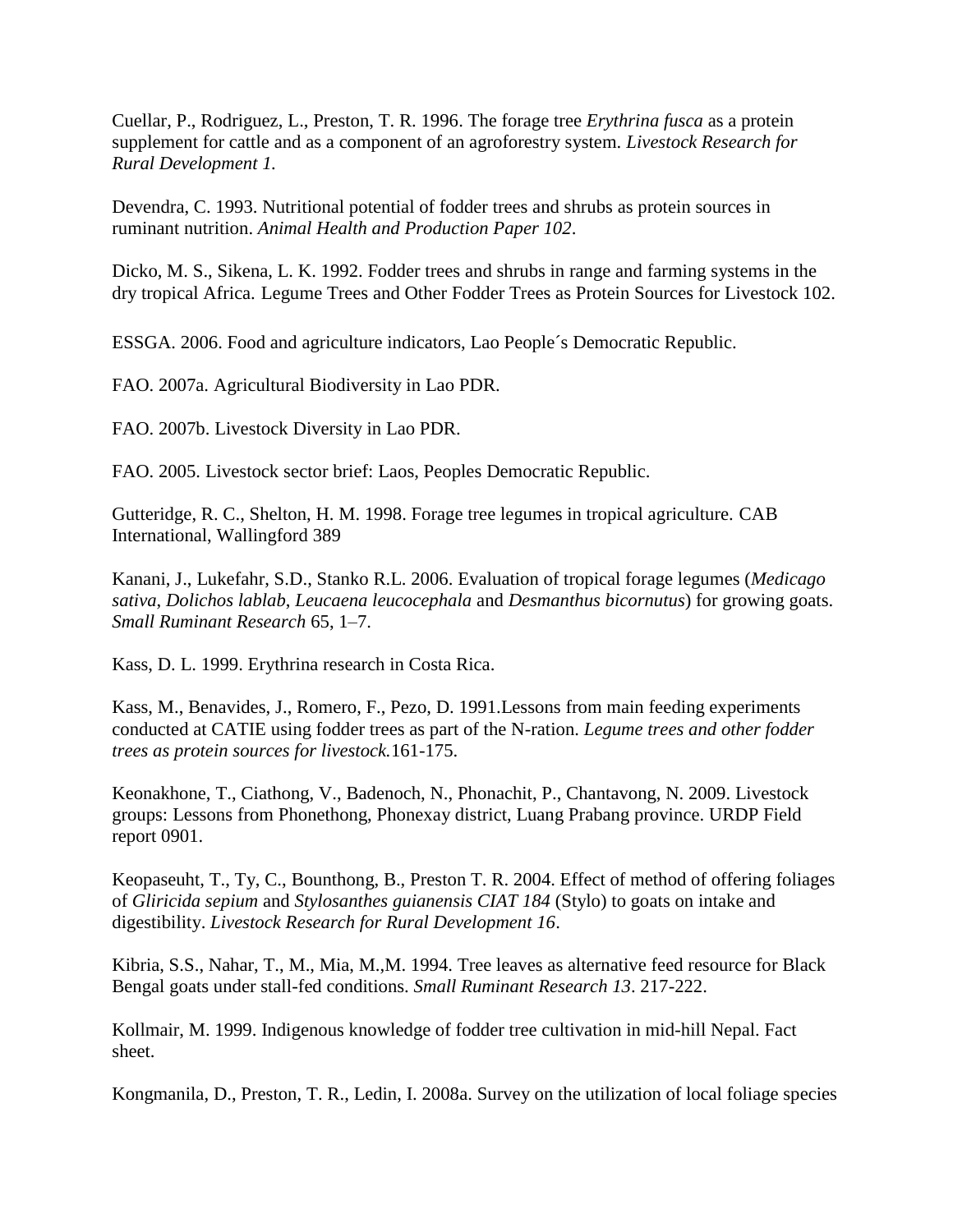Cuellar, P., Rodriguez, L., Preston, T. R. 1996. The forage tree *Erythrina fusca* as a protein supplement for cattle and as a component of an agroforestry system. *Livestock Research for Rural Development 1.*

Devendra, C. 1993. Nutritional potential of fodder trees and shrubs as protein sources in ruminant nutrition. *Animal Health and Production Paper 102*.

Dicko, M. S., Sikena, L. K. 1992. Fodder trees and shrubs in range and farming systems in the dry tropical Africa. Legume Trees and Other Fodder Trees as Protein Sources for Livestock 102.

ESSGA. 2006. Food and agriculture indicators, Lao People´s Democratic Republic.

FAO. 2007a. Agricultural Biodiversity in Lao PDR.

FAO. 2007b. Livestock Diversity in Lao PDR.

FAO. 2005. Livestock sector brief: Laos, Peoples Democratic Republic.

Gutteridge, R. C., Shelton, H. M. 1998. Forage tree legumes in tropical agriculture. CAB International, Wallingford 389

Kanani, J., Lukefahr, S.D., Stanko R.L. 2006. Evaluation of tropical forage legumes (*Medicago sativa*, *Dolichos lablab*, *Leucaena leucocephala* and *Desmanthus bicornutus*) for growing goats. *Small Ruminant Research* 65, 1–7.

Kass, D. L. 1999. Erythrina research in Costa Rica.

Kass, M., Benavides, J., Romero, F., Pezo, D. 1991.Lessons from main feeding experiments conducted at CATIE using fodder trees as part of the N-ration. *Legume trees and other fodder trees as protein sources for livestock.*161-175.

Keonakhone, T., Ciathong, V., Badenoch, N., Phonachit, P., Chantavong, N. 2009. Livestock groups: Lessons from Phonethong, Phonexay district, Luang Prabang province. URDP Field report 0901.

Keopaseuht, T., Ty, C., Bounthong, B., Preston T. R. 2004. Effect of method of offering foliages of *Gliricida sepium* and *Stylosanthes guianensis CIAT 184* (Stylo) to goats on intake and digestibility. *Livestock Research for Rural Development 16*.

Kibria, S.S., Nahar, T., M., Mia, M.,M. 1994. Tree leaves as alternative feed resource for Black Bengal goats under stall-fed conditions. *Small Ruminant Research 13*. 217-222.

Kollmair, M. 1999. Indigenous knowledge of fodder tree cultivation in mid-hill Nepal. Fact sheet.

Kongmanila, D., Preston, T. R., Ledin, I. 2008a. Survey on the utilization of local foliage species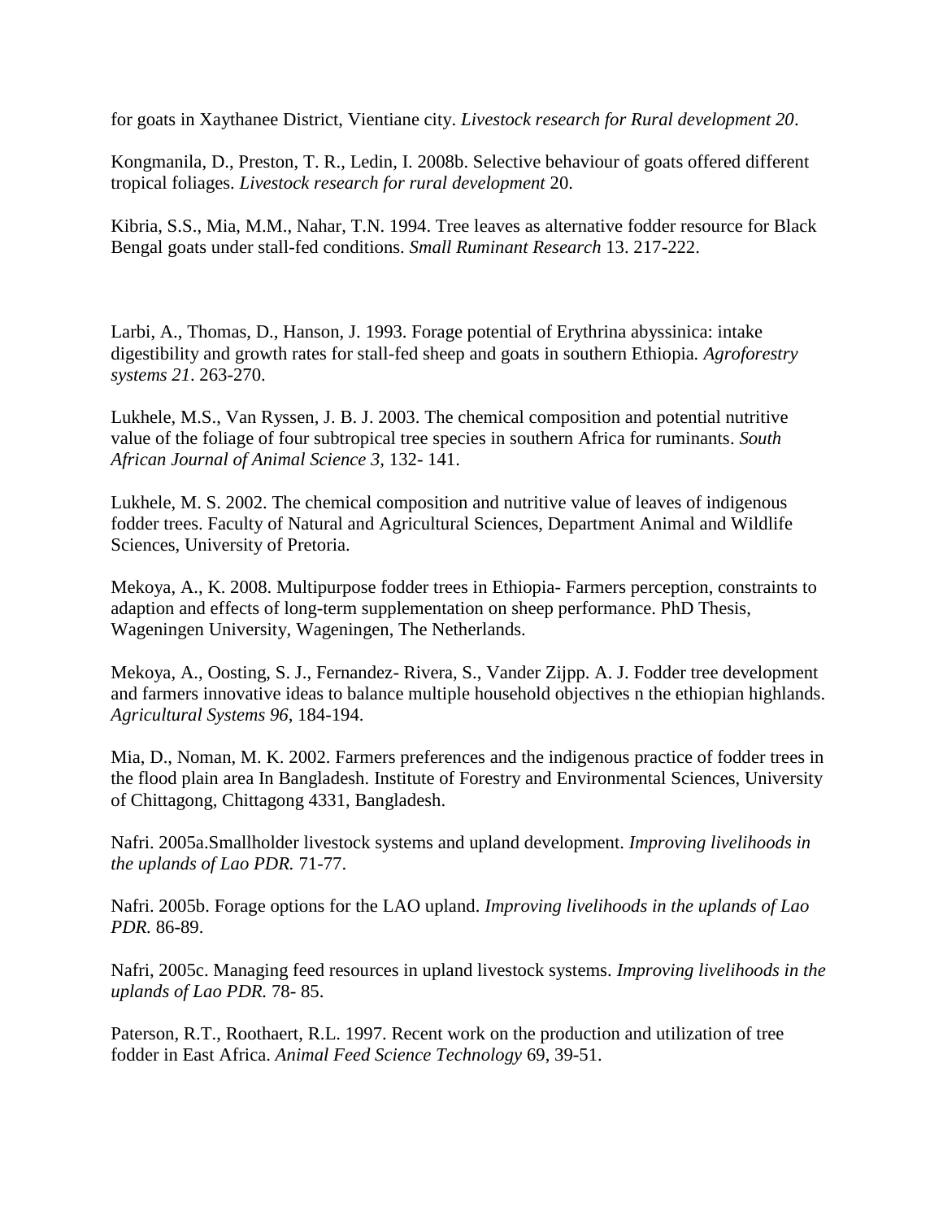for goats in Xaythanee District, Vientiane city. *Livestock research for Rural development 20*.

Kongmanila, D., Preston, T. R., Ledin, I. 2008b. Selective behaviour of goats offered different tropical foliages. *Livestock research for rural development* 20.

Kibria, S.S., Mia, M.M., Nahar, T.N. 1994. Tree leaves as alternative fodder resource for Black Bengal goats under stall-fed conditions. *Small Ruminant Research* 13. 217-222.

Larbi, A., Thomas, D., Hanson, J. 1993. Forage potential of Erythrina abyssinica: intake digestibility and growth rates for stall-fed sheep and goats in southern Ethiopia. *Agroforestry systems 21*. 263-270.

Lukhele, M.S., Van Ryssen, J. B. J. 2003. The chemical composition and potential nutritive value of the foliage of four subtropical tree species in southern Africa for ruminants. *South African Journal of Animal Science 3*, 132- 141.

Lukhele, M. S. 2002. The chemical composition and nutritive value of leaves of indigenous fodder trees. Faculty of Natural and Agricultural Sciences, Department Animal and Wildlife Sciences, University of Pretoria.

Mekoya, A., K. 2008. Multipurpose fodder trees in Ethiopia- Farmers perception, constraints to adaption and effects of long-term supplementation on sheep performance. PhD Thesis, Wageningen University, Wageningen, The Netherlands.

Mekoya, A., Oosting, S. J., Fernandez- Rivera, S., Vander Zijpp. A. J. Fodder tree development and farmers innovative ideas to balance multiple household objectives n the ethiopian highlands. *Agricultural Systems 96*, 184-194.

Mia, D., Noman, M. K. 2002. Farmers preferences and the indigenous practice of fodder trees in the flood plain area In Bangladesh. Institute of Forestry and Environmental Sciences, University of Chittagong, Chittagong 4331, Bangladesh.

Nafri. 2005a.Smallholder livestock systems and upland development. *Improving livelihoods in the uplands of Lao PDR.* 71-77.

Nafri. 2005b. Forage options for the LAO upland. *Improving livelihoods in the uplands of Lao PDR.* 86-89.

Nafri, 2005c. Managing feed resources in upland livestock systems. *Improving livelihoods in the uplands of Lao PDR.* 78- 85.

Paterson, R.T., Roothaert, R.L. 1997. Recent work on the production and utilization of tree fodder in East Africa. *Animal Feed Science Technology* 69, 39-51.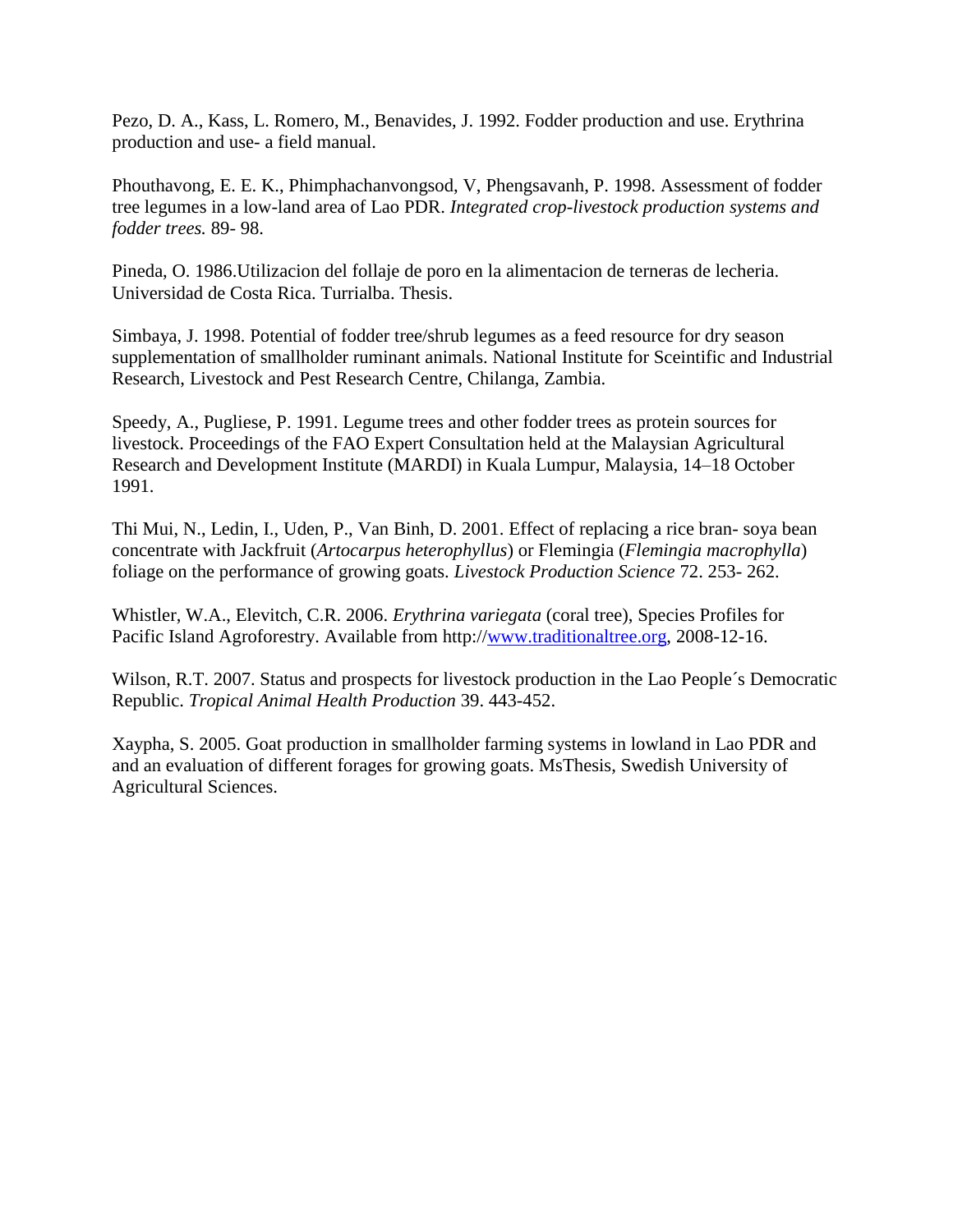Pezo, D. A., Kass, L. Romero, M., Benavides, J. 1992. Fodder production and use. Erythrina production and use- a field manual.

Phouthavong, E. E. K., Phimphachanvongsod, V, Phengsavanh, P. 1998. Assessment of fodder tree legumes in a low-land area of Lao PDR. *Integrated crop-livestock production systems and fodder trees.* 89- 98.

Pineda, O. 1986.Utilizacion del follaje de poro en la alimentacion de terneras de lecheria. Universidad de Costa Rica. Turrialba. Thesis.

Simbaya, J. 1998. Potential of fodder tree/shrub legumes as a feed resource for dry season supplementation of smallholder ruminant animals. National Institute for Sceintific and Industrial Research, Livestock and Pest Research Centre, Chilanga, Zambia.

Speedy, A., Pugliese, P. 1991. Legume trees and other fodder trees as protein sources for livestock. Proceedings of the FAO Expert Consultation held at the Malaysian Agricultural Research and Development Institute (MARDI) in Kuala Lumpur, Malaysia, 14–18 October 1991.

Thi Mui, N., Ledin, I., Uden, P., Van Binh, D. 2001. Effect of replacing a rice bran- soya bean concentrate with Jackfruit (*Artocarpus heterophyllus*) or Flemingia (*Flemingia macrophylla*) foliage on the performance of growing goats. *Livestock Production Science* 72. 253- 262.

Whistler, W.A., Elevitch, C.R. 2006. *Erythrina variegata* (coral tree), Species Profiles for Pacific Island Agroforestry. Available from http://www.traditionaltree.org, 2008-12-16.

Wilson, R.T. 2007. Status and prospects for livestock production in the Lao People´s Democratic Republic. *Tropical Animal Health Production* 39. 443-452.

Xaypha, S. 2005. Goat production in smallholder farming systems in lowland in Lao PDR and and an evaluation of different forages for growing goats. MsThesis, Swedish University of Agricultural Sciences.